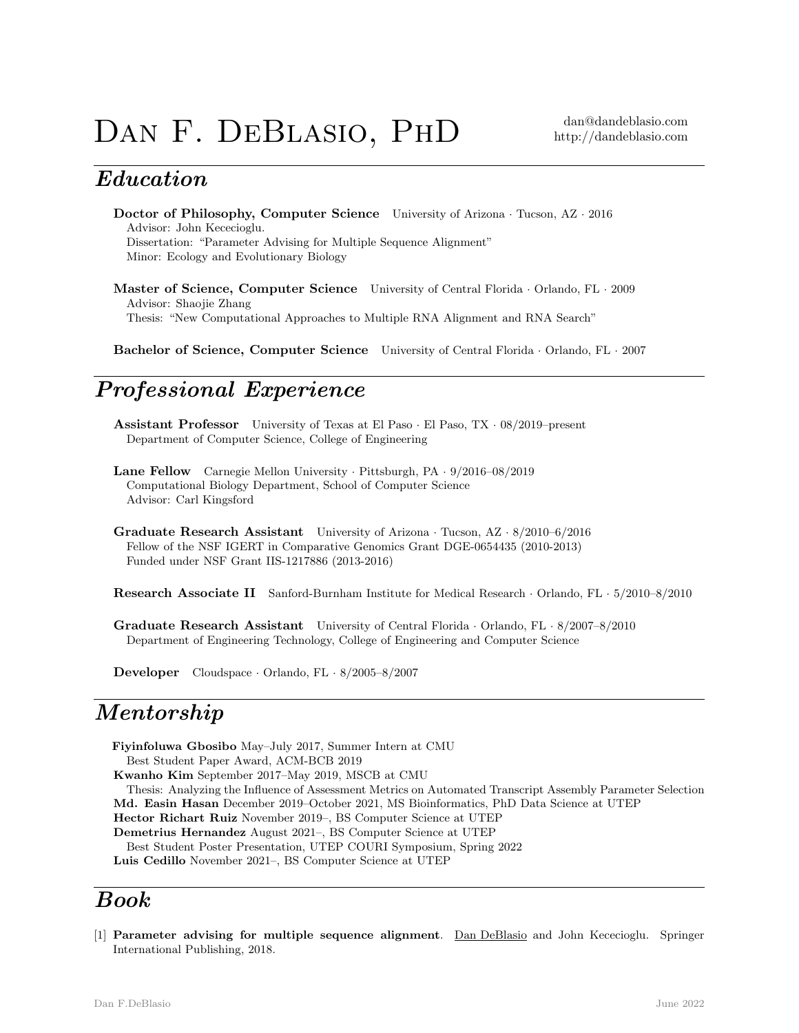# Dan F. DeBlasio, PhD

dan@dandeblasio.com
http://dandeblasio.com

## Education

**Doctor of Philosophy, Computer Science** University of Arizona · Tucson, AZ · 2016
Advisor: John Kececioglu.
Dissertation: "Parameter Advising for Multiple Sequence Alignment"
Minor: Ecology and Evolutionary Biology

**Master of Science, Computer Science** University of Central Florida · Orlando, FL · 2009
Advisor: Shaojie Zhang
Thesis: "New Computational Approaches to Multiple RNA Alignment and RNA Search"

**Bachelor of Science, Computer Science** University of Central Florida · Orlando, FL · 2007

## Professional Experience

**Assistant Professor** University of Texas at El Paso · El Paso, TX · 08/2019–present
Department of Computer Science, College of Engineering

**Lane Fellow** Carnegie Mellon University · Pittsburgh, PA · 9/2016–08/2019
Computational Biology Department, School of Computer Science
Advisor: Carl Kingsford

**Graduate Research Assistant** University of Arizona · Tucson, AZ · 8/2010–6/2016
Fellow of the NSF IGERT in Comparative Genomics Grant DGE-0654435 (2010-2013)
Funded under NSF Grant IIS-1217886 (2013-2016)

**Research Associate II** Sanford-Burnham Institute for Medical Research · Orlando, FL · 5/2010–8/2010

**Graduate Research Assistant** University of Central Florida · Orlando, FL · 8/2007–8/2010
Department of Engineering Technology, College of Engineering and Computer Science

**Developer** Cloudspace · Orlando, FL · 8/2005–8/2007

## Mentorship

**Fiyinfoluwa Gbosibo** May–July 2017, Summer Intern at CMU
Best Student Paper Award, ACM-BCB 2019
**Kwanho Kim** September 2017–May 2019, MSCB at CMU
Thesis: Analyzing the Influence of Assessment Metrics on Automated Transcript Assembly Parameter Selection
**Md. Easin Hasan** December 2019–October 2021, MS Bioinformatics, PhD Data Science at UTEP
**Hector Richart Ruiz** November 2019–, BS Computer Science at UTEP
**Demetrius Hernandez** August 2021–, BS Computer Science at UTEP
Best Student Poster Presentation, UTEP COURI Symposium, Spring 2022
**Luis Cedillo** November 2021–, BS Computer Science at UTEP

## Book

[1] **Parameter advising for multiple sequence alignment**. Dan DeBlasio and John Kececioglu. Springer International Publishing, 2018.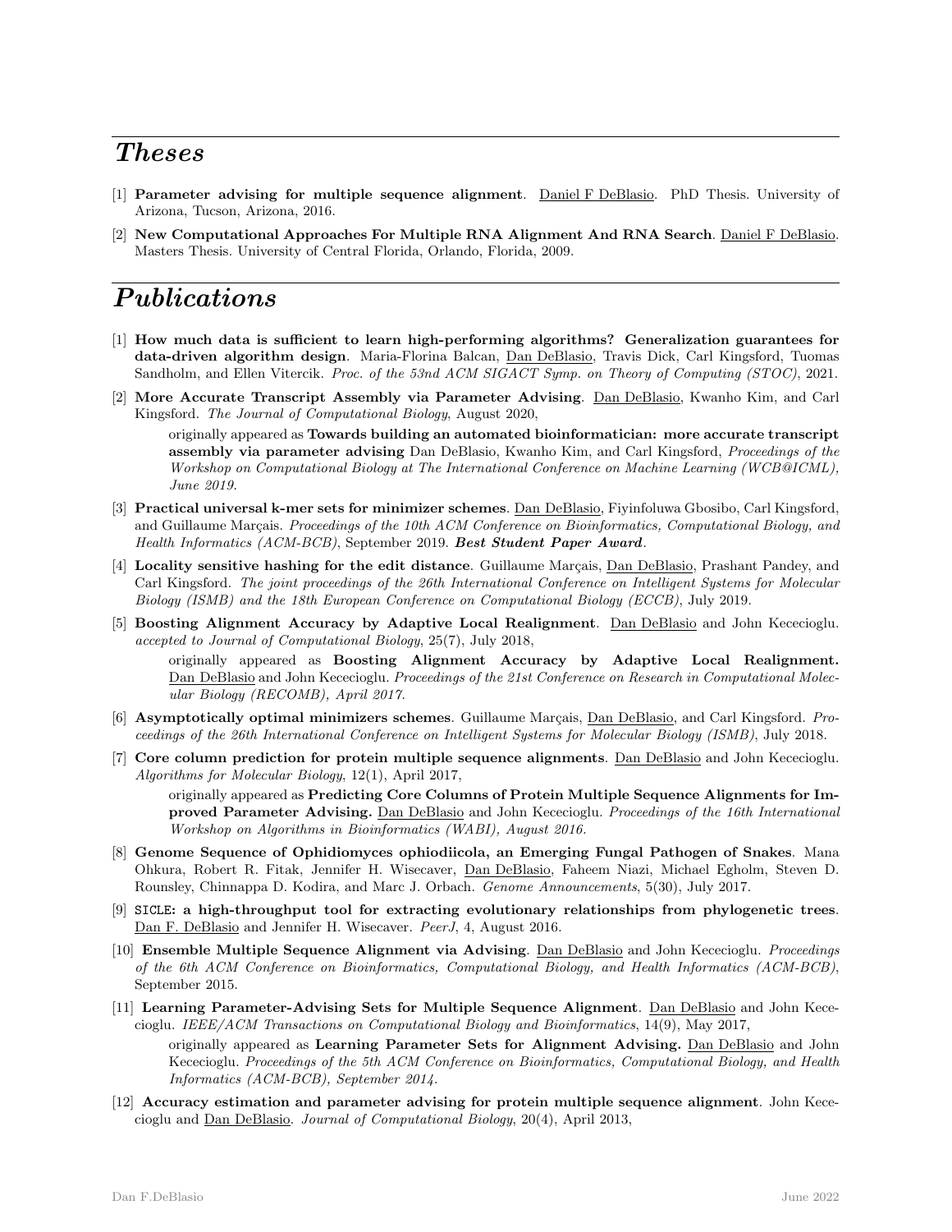# *Theses*

[1] **Parameter advising for multiple sequence alignment**. Daniel F DeBlasio. PhD Thesis. University of Arizona, Tucson, Arizona, 2016.

[2] **New Computational Approaches For Multiple RNA Alignment And RNA Search**. Daniel F DeBlasio. Masters Thesis. University of Central Florida, Orlando, Florida, 2009.

# *Publications*

[1] **How much data is sufficient to learn high-performing algorithms? Generalization guarantees for data-driven algorithm design**. Maria-Florina Balcan, Dan DeBlasio, Travis Dick, Carl Kingsford, Tuomas Sandholm, and Ellen Vitercik. *Proc. of the 53nd ACM SIGACT Symp. on Theory of Computing (STOC)*, 2021.

[2] **More Accurate Transcript Assembly via Parameter Advising**. Dan DeBlasio, Kwanho Kim, and Carl Kingsford. *The Journal of Computational Biology*, August 2020,

originally appeared as **Towards building an automated bioinformatician: more accurate transcript assembly via parameter advising** Dan DeBlasio, Kwanho Kim, and Carl Kingsford, *Proceedings of the Workshop on Computational Biology at The International Conference on Machine Learning (WCB@ICML), June 2019.*

[3] **Practical universal k-mer sets for minimizer schemes**. Dan DeBlasio, Fiyinfoluwa Gbosibo, Carl Kingsford, and Guillaume Marçais. *Proceedings of the 10th ACM Conference on Bioinformatics, Computational Biology, and Health Informatics (ACM-BCB)*, September 2019. ***Best Student Paper Award***.

[4] **Locality sensitive hashing for the edit distance**. Guillaume Marçais, Dan DeBlasio, Prashant Pandey, and Carl Kingsford. *The joint proceedings of the 26th International Conference on Intelligent Systems for Molecular Biology (ISMB) and the 18th European Conference on Computational Biology (ECCB)*, July 2019.

[5] **Boosting Alignment Accuracy by Adaptive Local Realignment**. Dan DeBlasio and John Kececioglu. *accepted to Journal of Computational Biology*, 25(7), July 2018,

originally appeared as **Boosting Alignment Accuracy by Adaptive Local Realignment.** Dan DeBlasio and John Kececioglu. *Proceedings of the 21st Conference on Research in Computational Molecular Biology (RECOMB), April 2017.*

[6] **Asymptotically optimal minimizers schemes**. Guillaume Marçais, Dan DeBlasio, and Carl Kingsford. *Proceedings of the 26th International Conference on Intelligent Systems for Molecular Biology (ISMB)*, July 2018.

[7] **Core column prediction for protein multiple sequence alignments**. Dan DeBlasio and John Kececioglu. *Algorithms for Molecular Biology*, 12(1), April 2017,

originally appeared as **Predicting Core Columns of Protein Multiple Sequence Alignments for Improved Parameter Advising.** Dan DeBlasio and John Kececioglu. *Proceedings of the 16th International Workshop on Algorithms in Bioinformatics (WABI), August 2016.*

[8] **Genome Sequence of Ophidiomyces ophiodiicola, an Emerging Fungal Pathogen of Snakes**. Mana Ohkura, Robert R. Fitak, Jennifer H. Wisecaver, Dan DeBlasio, Faheem Niazi, Michael Egholm, Steven D. Rounsley, Chinnappa D. Kodira, and Marc J. Orbach. *Genome Announcements*, 5(30), July 2017.

[9] **`SICLE`: a high-throughput tool for extracting evolutionary relationships from phylogenetic trees**. Dan F. DeBlasio and Jennifer H. Wisecaver. *PeerJ*, 4, August 2016.

[10] **Ensemble Multiple Sequence Alignment via Advising**. Dan DeBlasio and John Kececioglu. *Proceedings of the 6th ACM Conference on Bioinformatics, Computational Biology, and Health Informatics (ACM-BCB)*, September 2015.

[11] **Learning Parameter-Advising Sets for Multiple Sequence Alignment**. Dan DeBlasio and John Kececioglu. *IEEE/ACM Transactions on Computational Biology and Bioinformatics*, 14(9), May 2017,

originally appeared as **Learning Parameter Sets for Alignment Advising.** Dan DeBlasio and John Kececioglu. *Proceedings of the 5th ACM Conference on Bioinformatics, Computational Biology, and Health Informatics (ACM-BCB), September 2014.*

[12] **Accuracy estimation and parameter advising for protein multiple sequence alignment**. John Kececioglu and Dan DeBlasio. *Journal of Computational Biology*, 20(4), April 2013,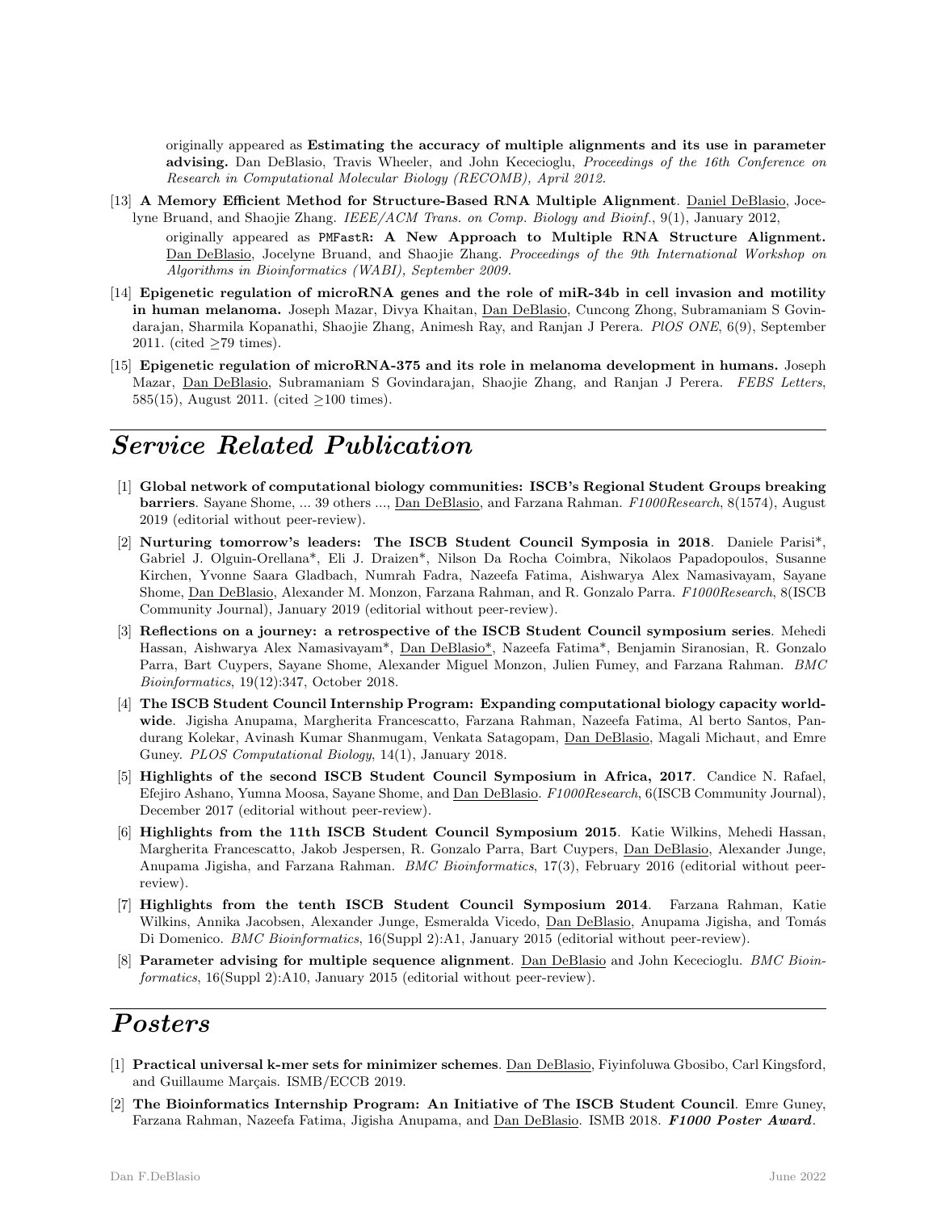originally appeared as **Estimating the accuracy of multiple alignments and its use in parameter advising.** Dan DeBlasio, Travis Wheeler, and John Kececioglu, *Proceedings of the 16th Conference on Research in Computational Molecular Biology (RECOMB), April 2012.*

[13] **A Memory Efficient Method for Structure-Based RNA Multiple Alignment**. Daniel DeBlasio, Jocelyne Bruand, and Shaojie Zhang. *IEEE/ACM Trans. on Comp. Biology and Bioinf.*, 9(1), January 2012,

originally appeared as **PMFastR: A New Approach to Multiple RNA Structure Alignment.** Dan DeBlasio, Jocelyne Bruand, and Shaojie Zhang. *Proceedings of the 9th International Workshop on Algorithms in Bioinformatics (WABI), September 2009.*

[14] **Epigenetic regulation of microRNA genes and the role of miR-34b in cell invasion and motility in human melanoma.** Joseph Mazar, Divya Khaitan, Dan DeBlasio, Cuncong Zhong, Subramaniam S Govindarajan, Sharmila Kopanathi, Shaojie Zhang, Animesh Ray, and Ranjan J Perera. *PlOS ONE*, 6(9), September 2011. (cited $\geq$79 times).

[15] **Epigenetic regulation of microRNA-375 and its role in melanoma development in humans.** Joseph Mazar, Dan DeBlasio, Subramaniam S Govindarajan, Shaojie Zhang, and Ranjan J Perera. *FEBS Letters*, 585(15), August 2011. (cited $\geq$100 times).

# *Service Related Publication*

[1] **Global network of computational biology communities: ISCB's Regional Student Groups breaking barriers**. Sayane Shome, ... 39 others ..., Dan DeBlasio, and Farzana Rahman. *F1000Research*, 8(1574), August 2019 (editorial without peer-review).

[2] **Nurturing tomorrow's leaders: The ISCB Student Council Symposia in 2018**. Daniele Parisi*, Gabriel J. Olguin-Orellana*, Eli J. Draizen*, Nilson Da Rocha Coimbra, Nikolaos Papadopoulos, Susanne Kirchen, Yvonne Saara Gladbach, Numrah Fadra, Nazeefa Fatima, Aishwarya Alex Namasivayam, Sayane Shome, Dan DeBlasio, Alexander M. Monzon, Farzana Rahman, and R. Gonzalo Parra. *F1000Research*, 8(ISCB Community Journal), January 2019 (editorial without peer-review).

[3] **Reflections on a journey: a retrospective of the ISCB Student Council symposium series**. Mehedi Hassan, Aishwarya Alex Namasivayam*, Dan DeBlasio*, Nazeefa Fatima*, Benjamin Siranosian, R. Gonzalo Parra, Bart Cuypers, Sayane Shome, Alexander Miguel Monzon, Julien Fumey, and Farzana Rahman. *BMC Bioinformatics*, 19(12):347, October 2018.

[4] **The ISCB Student Council Internship Program: Expanding computational biology capacity worldwide**. Jigisha Anupama, Margherita Francescatto, Farzana Rahman, Nazeefa Fatima, Al berto Santos, Pandurang Kolekar, Avinash Kumar Shanmugam, Venkata Satagopam, Dan DeBlasio, Magali Michaut, and Emre Guney. *PLOS Computational Biology*, 14(1), January 2018.

[5] **Highlights of the second ISCB Student Council Symposium in Africa, 2017**. Candice N. Rafael, Efejiro Ashano, Yumna Moosa, Sayane Shome, and Dan DeBlasio. *F1000Research*, 6(ISCB Community Journal), December 2017 (editorial without peer-review).

[6] **Highlights from the 11th ISCB Student Council Symposium 2015**. Katie Wilkins, Mehedi Hassan, Margherita Francescatto, Jakob Jespersen, R. Gonzalo Parra, Bart Cuypers, Dan DeBlasio, Alexander Junge, Anupama Jigisha, and Farzana Rahman. *BMC Bioinformatics*, 17(3), February 2016 (editorial without peer-review).

[7] **Highlights from the tenth ISCB Student Council Symposium 2014**. Farzana Rahman, Katie Wilkins, Annika Jacobsen, Alexander Junge, Esmeralda Vicedo, Dan DeBlasio, Anupama Jigisha, and Tomás Di Domenico. *BMC Bioinformatics*, 16(Suppl 2):A1, January 2015 (editorial without peer-review).

[8] **Parameter advising for multiple sequence alignment**. Dan DeBlasio and John Kececioglu. *BMC Bioinformatics*, 16(Suppl 2):A10, January 2015 (editorial without peer-review).

# *Posters*

[1] **Practical universal k-mer sets for minimizer schemes**. Dan DeBlasio, Fiyinfoluwa Gbosibo, Carl Kingsford, and Guillaume Marçais. ISMB/ECCB 2019.

[2] **The Bioinformatics Internship Program: An Initiative of The ISCB Student Council**. Emre Guney, Farzana Rahman, Nazeefa Fatima, Jigisha Anupama, and Dan DeBlasio. ISMB 2018. ***F1000 Poster Award***.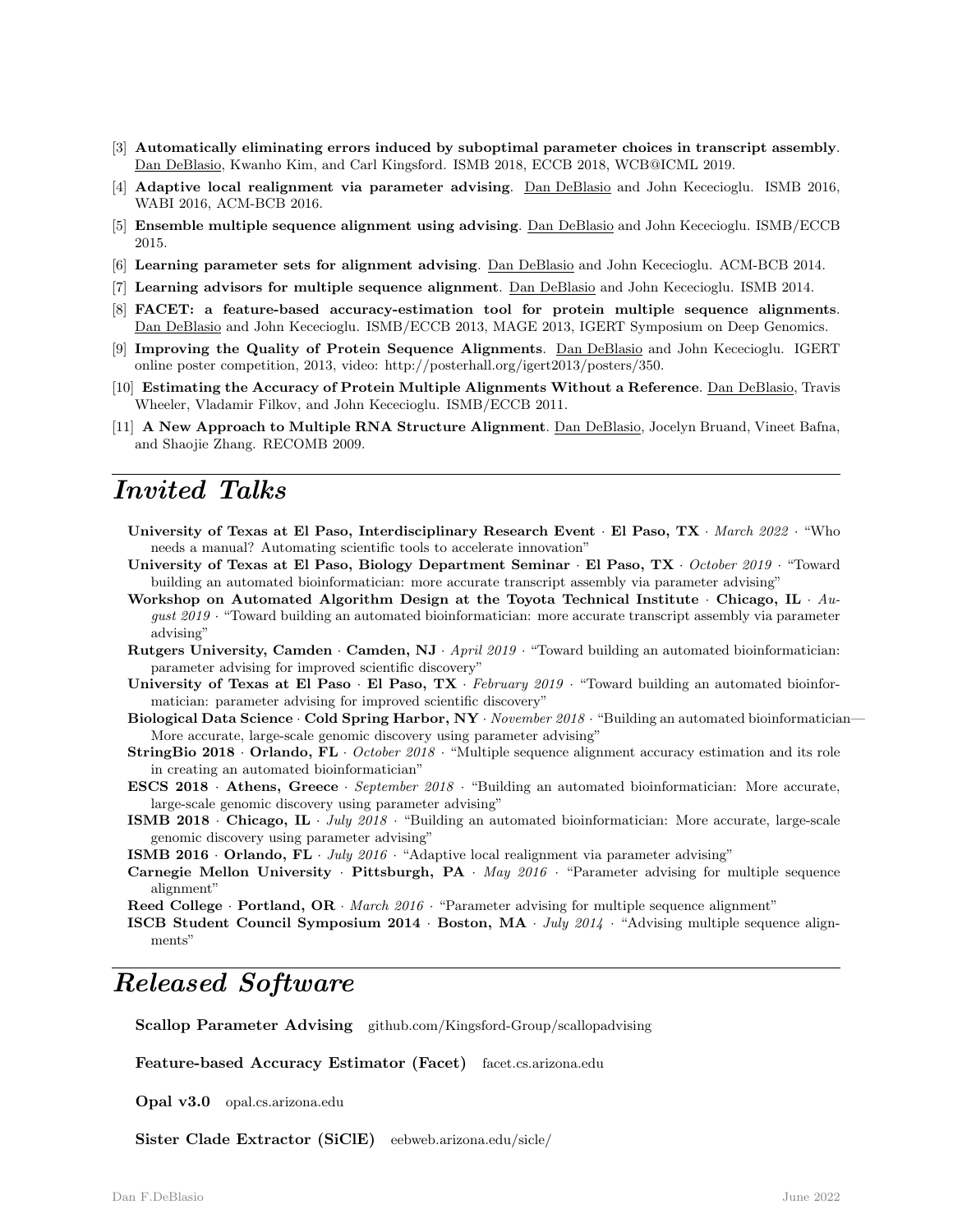[3] **Automatically eliminating errors induced by suboptimal parameter choices in transcript assembly**. Dan DeBlasio, Kwanho Kim, and Carl Kingsford. ISMB 2018, ECCB 2018, WCB@ICML 2019.

[4] **Adaptive local realignment via parameter advising**. Dan DeBlasio and John Kececioglu. ISMB 2016, WABI 2016, ACM-BCB 2016.

[5] **Ensemble multiple sequence alignment using advising**. Dan DeBlasio and John Kececioglu. ISMB/ECCB 2015.

[6] **Learning parameter sets for alignment advising**. Dan DeBlasio and John Kececioglu. ACM-BCB 2014.

[7] **Learning advisors for multiple sequence alignment**. Dan DeBlasio and John Kececioglu. ISMB 2014.

[8] **FACET: a feature-based accuracy-estimation tool for protein multiple sequence alignments**. Dan DeBlasio and John Kececioglu. ISMB/ECCB 2013, MAGE 2013, IGERT Symposium on Deep Genomics.

[9] **Improving the Quality of Protein Sequence Alignments**. Dan DeBlasio and John Kececioglu. IGERT online poster competition, 2013, video: http://posterhall.org/igert2013/posters/350.

[10] **Estimating the Accuracy of Protein Multiple Alignments Without a Reference**. Dan DeBlasio, Travis Wheeler, Vladamir Filkov, and John Kececioglu. ISMB/ECCB 2011.

[11] **A New Approach to Multiple RNA Structure Alignment**. Dan DeBlasio, Jocelyn Bruand, Vineet Bafna, and Shaojie Zhang. RECOMB 2009.

# *Invited Talks*

**University of Texas at El Paso, Interdisciplinary Research Event** · **El Paso, TX** · *March 2022* · "Who needs a manual? Automating scientific tools to accelerate innovation"

**University of Texas at El Paso, Biology Department Seminar** · **El Paso, TX** · *October 2019* · "Toward building an automated bioinformatician: more accurate transcript assembly via parameter advising"

**Workshop on Automated Algorithm Design at the Toyota Technical Institute** · **Chicago, IL** · *August 2019* · "Toward building an automated bioinformatician: more accurate transcript assembly via parameter advising"

**Rutgers University, Camden** · **Camden, NJ** · *April 2019* · "Toward building an automated bioinformatician: parameter advising for improved scientific discovery"

**University of Texas at El Paso** · **El Paso, TX** · *February 2019* · "Toward building an automated bioinformatician: parameter advising for improved scientific discovery"

**Biological Data Science** · **Cold Spring Harbor, NY** · *November 2018* · "Building an automated bioinformatician—More accurate, large-scale genomic discovery using parameter advising"

**StringBio 2018** · **Orlando, FL** · *October 2018* · "Multiple sequence alignment accuracy estimation and its role in creating an automated bioinformatician"

**ESCS 2018** · **Athens, Greece** · *September 2018* · "Building an automated bioinformatician: More accurate, large-scale genomic discovery using parameter advising"

**ISMB 2018** · **Chicago, IL** · *July 2018* · "Building an automated bioinformatician: More accurate, large-scale genomic discovery using parameter advising"

**ISMB 2016** · **Orlando, FL** · *July 2016* · "Adaptive local realignment via parameter advising"

**Carnegie Mellon University** · **Pittsburgh, PA** · *May 2016* · "Parameter advising for multiple sequence alignment"

**Reed College** · **Portland, OR** · *March 2016* · "Parameter advising for multiple sequence alignment"

**ISCB Student Council Symposium 2014** · **Boston, MA** · *July 2014* · "Advising multiple sequence alignments"

# *Released Software*

**Scallop Parameter Advising** github.com/Kingsford-Group/scallopadvising

**Feature-based Accuracy Estimator (Facet)** facet.cs.arizona.edu

**Opal v3.0** opal.cs.arizona.edu

**Sister Clade Extractor (SiClE)** eebweb.arizona.edu/sicle/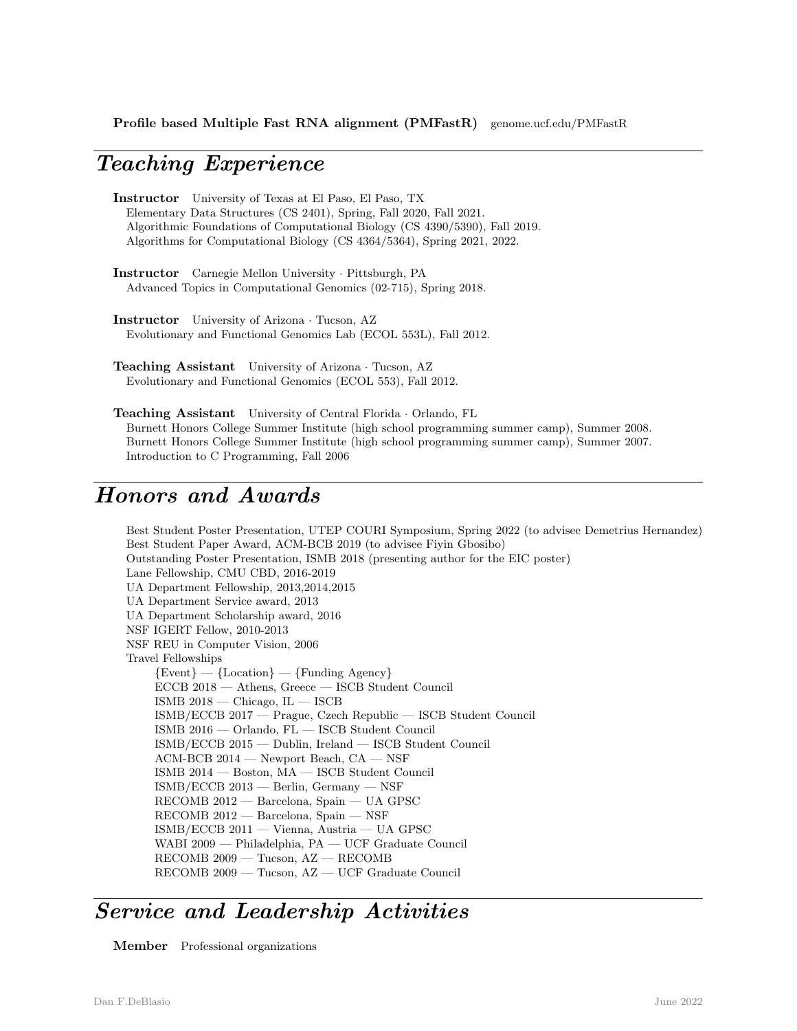**Profile based Multiple Fast RNA alignment (PMFastR)** genome.ucf.edu/PMFastR

## *Teaching Experience*

**Instructor** University of Texas at El Paso, El Paso, TX
Elementary Data Structures (CS 2401), Spring, Fall 2020, Fall 2021.
Algorithmic Foundations of Computational Biology (CS 4390/5390), Fall 2019.
Algorithms for Computational Biology (CS 4364/5364), Spring 2021, 2022.

**Instructor** Carnegie Mellon University · Pittsburgh, PA
Advanced Topics in Computational Genomics (02-715), Spring 2018.

**Instructor** University of Arizona · Tucson, AZ
Evolutionary and Functional Genomics Lab (ECOL 553L), Fall 2012.

**Teaching Assistant** University of Arizona · Tucson, AZ
Evolutionary and Functional Genomics (ECOL 553), Fall 2012.

**Teaching Assistant** University of Central Florida · Orlando, FL
Burnett Honors College Summer Institute (high school programming summer camp), Summer 2008.
Burnett Honors College Summer Institute (high school programming summer camp), Summer 2007.
Introduction to C Programming, Fall 2006

## *Honors and Awards*

Best Student Poster Presentation, UTEP COURI Symposium, Spring 2022 (to advisee Demetrius Hernandez)
Best Student Paper Award, ACM-BCB 2019 (to advisee Fiyin Gbosibo)
Outstanding Poster Presentation, ISMB 2018 (presenting author for the EIC poster)
Lane Fellowship, CMU CBD, 2016-2019
UA Department Fellowship, 2013,2014,2015
UA Department Service award, 2013
UA Department Scholarship award, 2016
NSF IGERT Fellow, 2010-2013
NSF REU in Computer Vision, 2006
Travel Fellowships
- {Event} — {Location} — {Funding Agency}
- ECCB 2018 — Athens, Greece — ISCB Student Council
- ISMB 2018 — Chicago, IL — ISCB
- ISMB/ECCB 2017 — Prague, Czech Republic — ISCB Student Council
- ISMB 2016 — Orlando, FL — ISCB Student Council
- ISMB/ECCB 2015 — Dublin, Ireland — ISCB Student Council
- ACM-BCB 2014 — Newport Beach, CA — NSF
- ISMB 2014 — Boston, MA — ISCB Student Council
- ISMB/ECCB 2013 — Berlin, Germany — NSF
- RECOMB 2012 — Barcelona, Spain — UA GPSC
- RECOMB 2012 — Barcelona, Spain — NSF
- ISMB/ECCB 2011 — Vienna, Austria — UA GPSC
- WABI 2009 — Philadelphia, PA — UCF Graduate Council
- RECOMB 2009 — Tucson, AZ — RECOMB
- RECOMB 2009 — Tucson, AZ — UCF Graduate Council

## *Service and Leadership Activities*

**Member** Professional organizations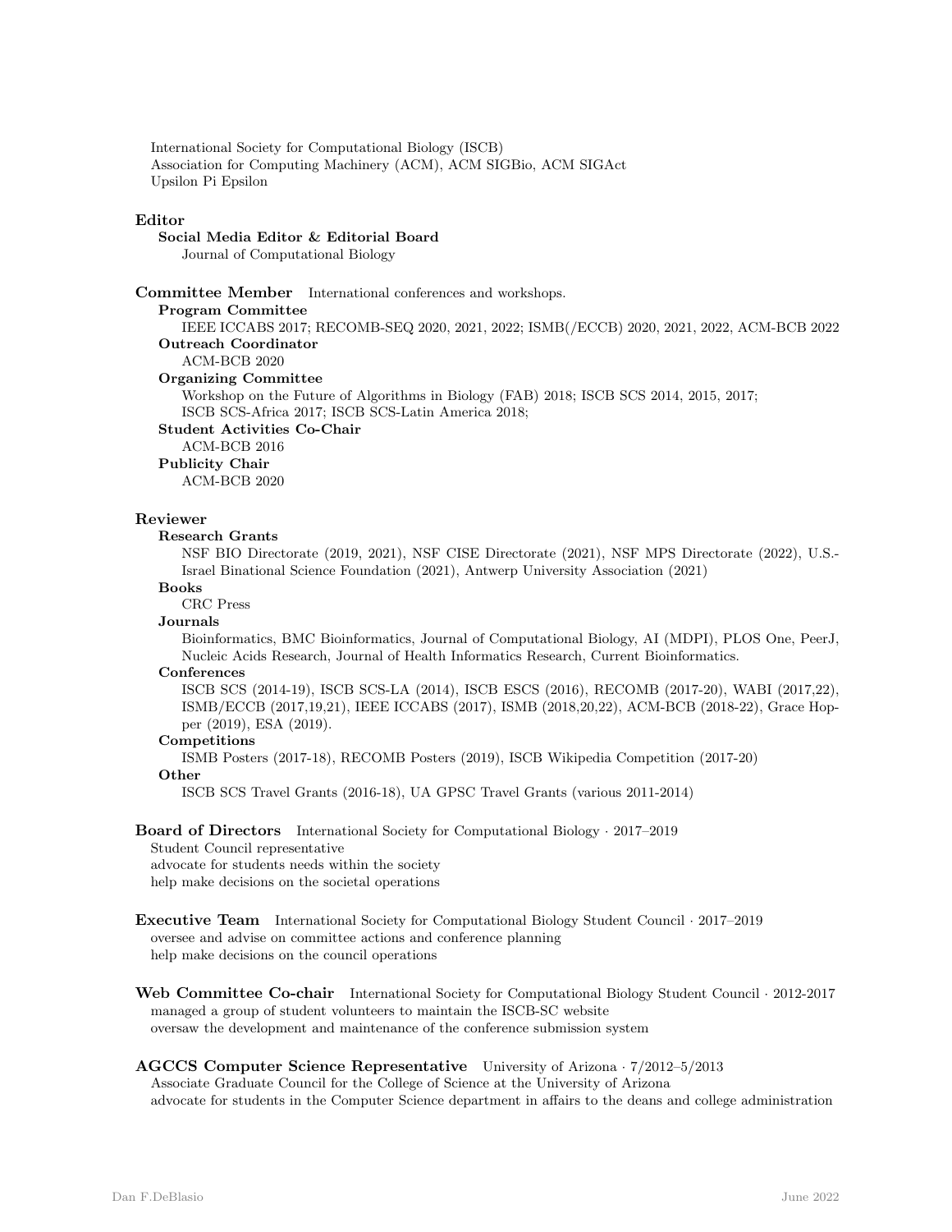International Society for Computational Biology (ISCB)
Association for Computing Machinery (ACM), ACM SIGBio, ACM SIGAct
Upsilon Pi Epsilon

**Editor**

**Social Media Editor & Editorial Board**
Journal of Computational Biology

**Committee Member** International conferences and workshops.

**Program Committee**
IEEE ICCABS 2017; RECOMB-SEQ 2020, 2021, 2022; ISMB(/ECCB) 2020, 2021, 2022, ACM-BCB 2022

**Outreach Coordinator**
ACM-BCB 2020

**Organizing Committee**
Workshop on the Future of Algorithms in Biology (FAB) 2018; ISCB SCS 2014, 2015, 2017;
ISCB SCS-Africa 2017; ISCB SCS-Latin America 2018;

**Student Activities Co-Chair**
ACM-BCB 2016

**Publicity Chair**
ACM-BCB 2020

**Reviewer**

**Research Grants**
NSF BIO Directorate (2019, 2021), NSF CISE Directorate (2021), NSF MPS Directorate (2022), U.S.-Israel Binational Science Foundation (2021), Antwerp University Association (2021)

**Books**
CRC Press

**Journals**
Bioinformatics, BMC Bioinformatics, Journal of Computational Biology, AI (MDPI), PLOS One, PeerJ, Nucleic Acids Research, Journal of Health Informatics Research, Current Bioinformatics.

**Conferences**
ISCB SCS (2014-19), ISCB SCS-LA (2014), ISCB ESCS (2016), RECOMB (2017-20), WABI (2017,22), ISMB/ECCB (2017,19,21), IEEE ICCABS (2017), ISMB (2018,20,22), ACM-BCB (2018-22), Grace Hopper (2019), ESA (2019).

**Competitions**
ISMB Posters (2017-18), RECOMB Posters (2019), ISCB Wikipedia Competition (2017-20)

**Other**
ISCB SCS Travel Grants (2016-18), UA GPSC Travel Grants (various 2011-2014)

**Board of Directors** International Society for Computational Biology · 2017–2019
Student Council representative
advocate for students needs within the society
help make decisions on the societal operations

**Executive Team** International Society for Computational Biology Student Council · 2017–2019
oversee and advise on committee actions and conference planning
help make decisions on the council operations

**Web Committee Co-chair** International Society for Computational Biology Student Council · 2012-2017
managed a group of student volunteers to maintain the ISCB-SC website
oversaw the development and maintenance of the conference submission system

**AGCCS Computer Science Representative** University of Arizona · 7/2012–5/2013
Associate Graduate Council for the College of Science at the University of Arizona
advocate for students in the Computer Science department in affairs to the deans and college administration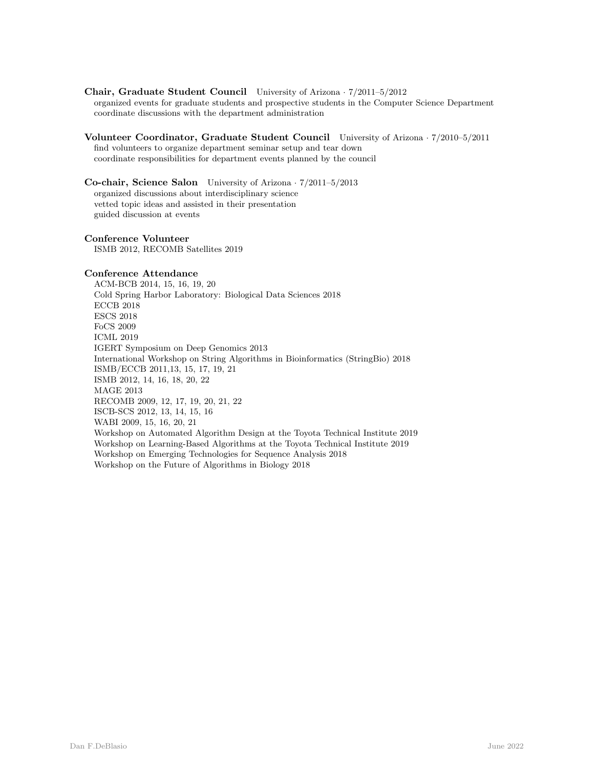**Chair, Graduate Student Council** University of Arizona · 7/2011–5/2012
organized events for graduate students and prospective students in the Computer Science Department
coordinate discussions with the department administration

**Volunteer Coordinator, Graduate Student Council** University of Arizona · 7/2010–5/2011
find volunteers to organize department seminar setup and tear down
coordinate responsibilities for department events planned by the council

**Co-chair, Science Salon** University of Arizona · 7/2011–5/2013
organized discussions about interdisciplinary science
vetted topic ideas and assisted in their presentation
guided discussion at events

**Conference Volunteer**
ISMB 2012, RECOMB Satellites 2019

**Conference Attendance**
ACM-BCB 2014, 15, 16, 19, 20
Cold Spring Harbor Laboratory: Biological Data Sciences 2018
ECCB 2018
ESCS 2018
FoCS 2009
ICML 2019
IGERT Symposium on Deep Genomics 2013
International Workshop on String Algorithms in Bioinformatics (StringBio) 2018
ISMB/ECCB 2011,13, 15, 17, 19, 21
ISMB 2012, 14, 16, 18, 20, 22
MAGE 2013
RECOMB 2009, 12, 17, 19, 20, 21, 22
ISCB-SCS 2012, 13, 14, 15, 16
WABI 2009, 15, 16, 20, 21
Workshop on Automated Algorithm Design at the Toyota Technical Institute 2019
Workshop on Learning-Based Algorithms at the Toyota Technical Institute 2019
Workshop on Emerging Technologies for Sequence Analysis 2018
Workshop on the Future of Algorithms in Biology 2018